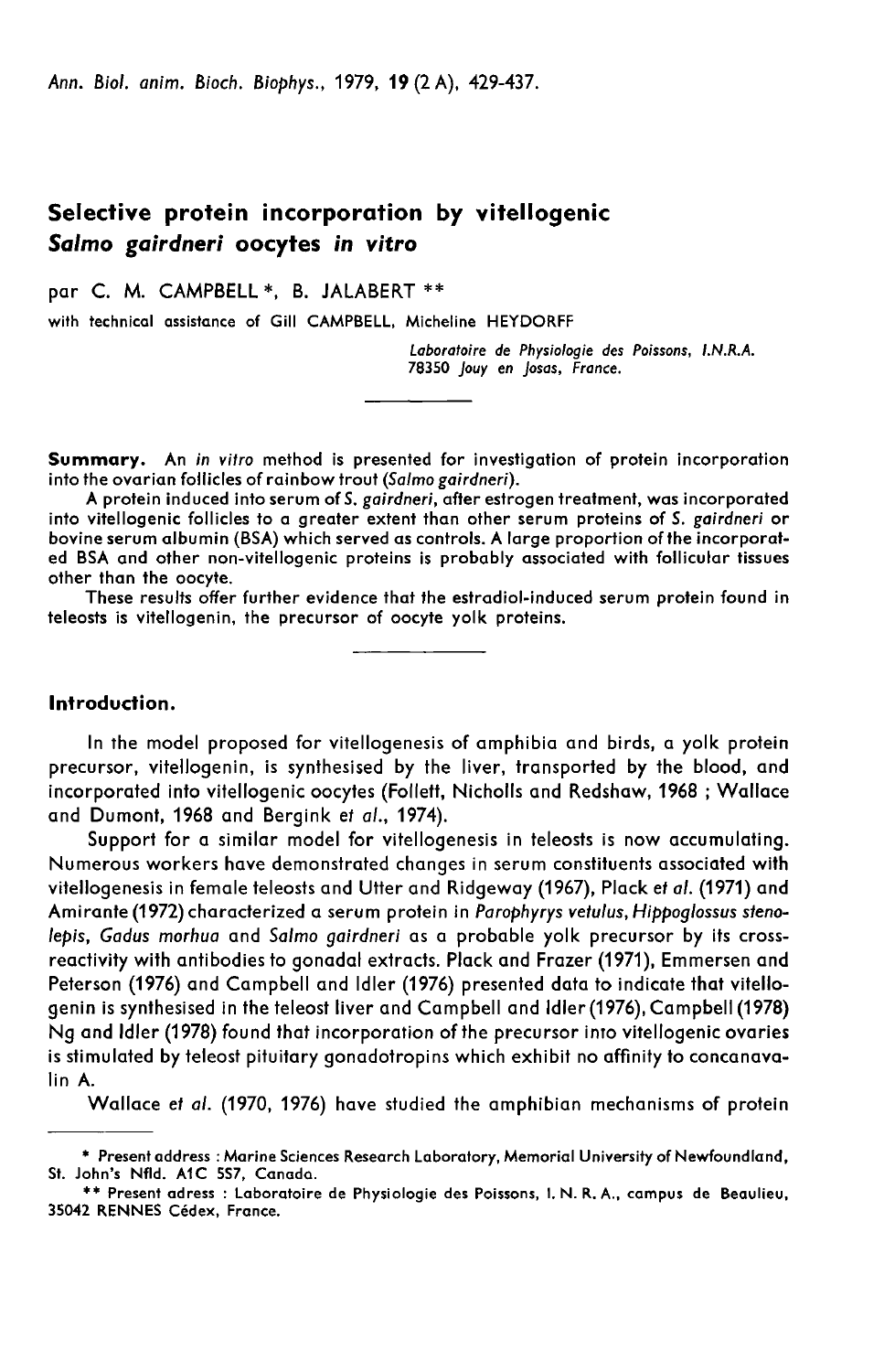# Selective protein incorporation by vitellogenic *Salmo gairdneri* oocytes *in vitro*

par C. M. CAMPBELL *, B. JALABERT **

with technical assistance of Gill CAMPBELL, Micheline HEYDORFF

*Laboratoire de Physiologie des Poissons, I.N.R.A.*
*78350 Jouy en Josas, France.*

**Summary.** An *in vitro* method is presented for investigation of protein incorporation into the ovarian follicles of rainbow trout (*Salmo gairdneri*).

A protein induced into serum of *S. gairdneri*, after estrogen treatment, was incorporated into vitellogenic follicles to a greater extent than other serum proteins of *S. gairdneri* or bovine serum albumin (BSA) which served as controls. A large proportion of the incorporated BSA and other non-vitellogenic proteins is probably associated with follicular tissues other than the oocyte.

These results offer further evidence that the estradiol-induced serum protein found in teleosts is vitellogenin, the precursor of oocyte yolk proteins.

## Introduction.

In the model proposed for vitellogenesis of amphibia and birds, a yolk protein precursor, vitellogenin, is synthesised by the liver, transported by the blood, and incorporated into vitellogenic oocytes (Follett, Nicholls and Redshaw, 1968 ; Wallace and Dumont, 1968 and Bergink *et al.*, 1974).

Support for a similar model for vitellogenesis in teleosts is now accumulating. Numerous workers have demonstrated changes in serum constituents associated with vitellogenesis in female teleosts and Utter and Ridgeway (1967), Plack *et al.* (1971) and Amirante (1972) characterized a serum protein in *Parophyrys vetulus*, *Hippoglossus stenolepis*, *Gadus morhua* and *Salmo gairdneri* as a probable yolk precursor by its cross-reactivity with antibodies to gonadal extracts. Plack and Frazer (1971), Emmersen and Peterson (1976) and Campbell and Idler (1976) presented data to indicate that vitellogenin is synthesised in the teleost liver and Campbell and Idler (1976), Campbell (1978) Ng and Idler (1978) found that incorporation of the precursor into vitellogenic ovaries is stimulated by teleost pituitary gonadotropins which exhibit no affinity to concanavalin A.

Wallace *et al.* (1970, 1976) have studied the amphibian mechanisms of protein

---

\* Present address : Marine Sciences Research Laboratory, Memorial University of Newfoundland, St. John's Nfld. A1C 5S7, Canada.

\*\* Present adress : Laboratoire de Physiologie des Poissons, I. N. R. A., campus de Beaulieu, 35042 RENNES Cédex, France.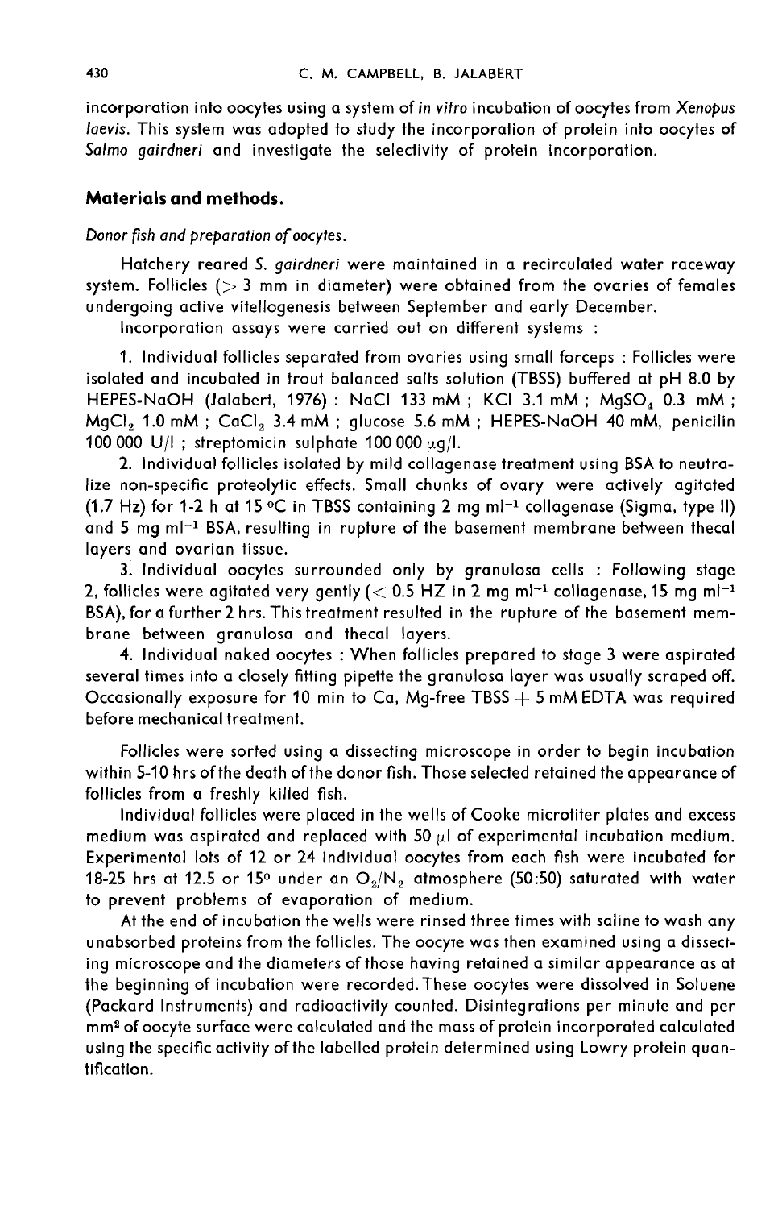incorporation into oocytes using a system of *in vitro* incubation of oocytes from *Xenopus laevis*. This system was adopted to study the incorporation of protein into oocytes of *Salmo gairdneri* and investigate the selectivity of protein incorporation.

## Materials and methods.

*Donor fish and preparation of oocytes.*

Hatchery reared *S. gairdneri* were maintained in a recirculated water raceway system. Follicles (> 3 mm in diameter) were obtained from the ovaries of females undergoing active vitellogenesis between September and early December.

Incorporation assays were carried out on different systems :

1. Individual follicles separated from ovaries using small forceps : Follicles were isolated and incubated in trout balanced salts solution (TBSS) buffered at pH 8.0 by HEPES-NaOH (Jalabert, 1976) : NaCl 133 mM ; KCl 3.1 mM ; $MgSO_4$ 0.3 mM ; $MgCl_2$ 1.0 mM ; $CaCl_2$ 3.4 mM ; glucose 5.6 mM ; HEPES-NaOH 40 mM, penicilin 100 000 U/l ; streptomicin sulphate 100 000 $\mu$g/l.

2. Individual follicles isolated by mild collagenase treatment using BSA to neutralize non-specific proteolytic effects. Small chunks of ovary were actively agitated (1.7 Hz) for 1-2 h at 15 °C in TBSS containing 2 mg $ml^{-1}$ collagenase (Sigma, type II) and 5 mg $ml^{-1}$ BSA, resulting in rupture of the basement membrane between thecal layers and ovarian tissue.

3. Individual oocytes surrounded only by granulosa cells : Following stage 2, follicles were agitated very gently (< 0.5 HZ in 2 mg $ml^{-1}$ collagenase, 15 mg $ml^{-1}$ BSA), for a further 2 hrs. This treatment resulted in the rupture of the basement membrane between granulosa and thecal layers.

4. Individual naked oocytes : When follicles prepared to stage 3 were aspirated several times into a closely fitting pipette the granulosa layer was usually scraped off. Occasionally exposure for 10 min to Ca, Mg-free TBSS + 5 mM EDTA was required before mechanical treatment.

Follicles were sorted using a dissecting microscope in order to begin incubation within 5-10 hrs of the death of the donor fish. Those selected retained the appearance of follicles from a freshly killed fish.

Individual follicles were placed in the wells of Cooke microtiter plates and excess medium was aspirated and replaced with 50 $\mu$l of experimental incubation medium. Experimental lots of 12 or 24 individual oocytes from each fish were incubated for 18-25 hrs at 12.5 or 15° under an $O_2/N_2$ atmosphere (50:50) saturated with water to prevent problems of evaporation of medium.

At the end of incubation the wells were rinsed three times with saline to wash any unabsorbed proteins from the follicles. The oocyte was then examined using a dissecting microscope and the diameters of those having retained a similar appearance as at the beginning of incubation were recorded. These oocytes were dissolved in Soluene (Packard Instruments) and radioactivity counted. Disintegrations per minute and per $mm^2$ of oocyte surface were calculated and the mass of protein incorporated calculated using the specific activity of the labelled protein determined using Lowry protein quantification.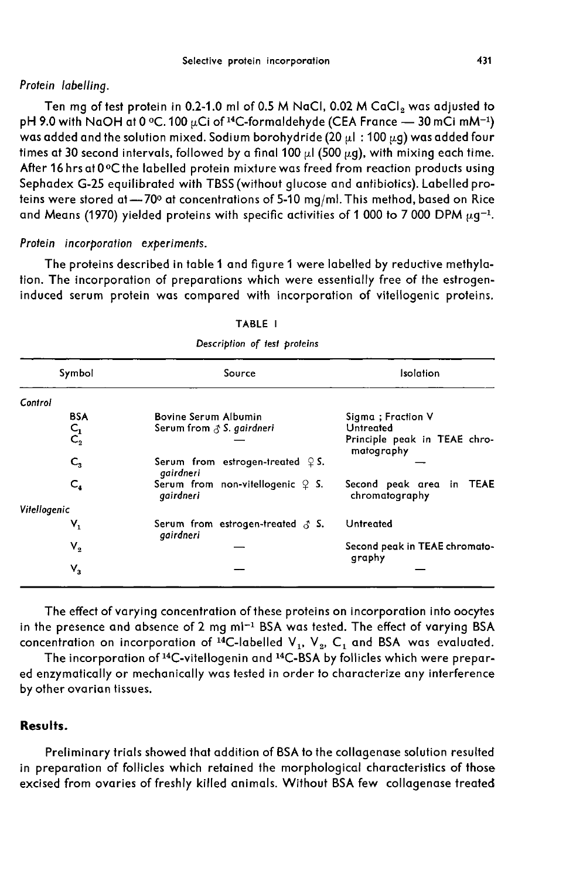*Protein labelling.*

Ten mg of test protein in 0.2-1.0 ml of 0.5 M NaCl, 0.02 M $CaCl_2$ was adjusted to pH 9.0 with NaOH at 0 °C. 100 µCi of $^{14}C$-formaldehyde (CEA France — 30 mCi $mM^{-1}$) was added and the solution mixed. Sodium borohydride (20 µl : 100 µg) was added four times at 30 second intervals, followed by a final 100 µl (500 µg), with mixing each time. After 16 hrs at 0 °C the labelled protein mixture was freed from reaction products using Sephadex G-25 equilibrated with TBSS (without glucose and antibiotics). Labelled proteins were stored at —70° at concentrations of 5-10 mg/ml. This method, based on Rice and Means (1970) yielded proteins with specific activities of 1 000 to 7 000 DPM $\mu g^{-1}$.

*Protein incorporation experiments.*

The proteins described in table 1 and figure 1 were labelled by reductive methylation. The incorporation of preparations which were essentially free of the estrogen-induced serum protein was compared with incorporation of vitellogenic proteins.

TABLE I

*Description of test proteins*

| Symbol | Source | Isolation |
|---|---|---|
| *Control* | | |
| BSA | Bovine Serum Albumin | Sigma ; Fraction V |
| $C_1$ | Serum from ♂ *S. gairdneri* | Untreated |
| $C_2$ | — | Principle peak in TEAE chromatography |
| $C_3$ | Serum from estrogen-treated ♀ *S. gairdneri* | — |
| $C_4$ | Serum from non-vitellogenic ♀ *S. gairdneri* | Second peak area in TEAE chromatography |
| *Vitellogenic* | | |
| $V_1$ | Serum from estrogen-treated ♂ *S. gairdneri* | Untreated |
| $V_2$ | — | Second peak in TEAE chromatography |
| $V_3$ | — | — |

The effect of varying concentration of these proteins on incorporation into oocytes in the presence and absence of 2 mg $ml^{-1}$ BSA was tested. The effect of varying BSA concentration on incorporation of $^{14}C$-labelled $V_1$, $V_2$, $C_1$ and BSA was evaluated.

The incorporation of $^{14}C$-vitellogenin and $^{14}C$-BSA by follicles which were prepared enzymatically or mechanically was tested in order to characterize any interference by other ovarian tissues.

## Results.

Preliminary trials showed that addition of BSA to the collagenase solution resulted in preparation of follicles which retained the morphological characteristics of those excised from ovaries of freshly killed animals. Without BSA few collagenase treated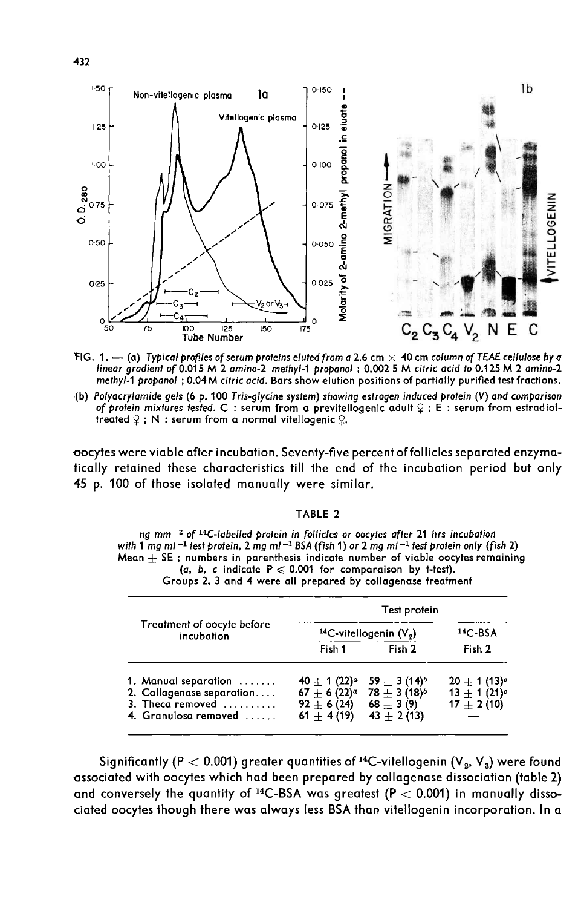FIG. 1. — (a) *Typical profiles of serum proteins eluted from a 2.6 cm × 40 cm column of TEAE cellulose by a linear gradient of 0.015 M 2 amino-2 methyl-1 propanol ; 0.002 5 M citric acid to 0.125 M 2 amino-2 methyl-1 propanol ; 0.04 M citric acid. Bars show elution positions of partially purified test fractions.*

(b) *Polyacrylamide gels (6 p. 100 Tris-glycine system) showing estrogen induced protein (V) and comparison of protein mixtures tested. C : serum from a previtellogenic adult ♀ ; E : serum from estradiol-treated ♀ ; N : serum from a normal vitellogenic ♀.*

oocytes were viable after incubation. Seventy-five percent of follicles separated enzymatically retained these characteristics till the end of the incubation period but only 45 p. 100 of those isolated manually were similar.

TABLE 2

*ng mm$^{-2}$ of $^{14}$C-labelled protein in follicles or oocytes after 21 hrs incubation with 1 mg ml$^{-1}$ test protein, 2 mg ml$^{-1}$ BSA (fish 1) or 2 mg ml$^{-1}$ test protein only (fish 2)*
Mean ± SE ; numbers in parenthesis indicate number of viable oocytes remaining (a, b, c indicate $P \leqslant 0.001$ for comparaison by t-test).
Groups 2, 3 and 4 were all prepared by collagenase treatment

| Treatment of oocyte before incubation | Test protein | | |
|---|---|---|---|
| | $^{14}$C-vitellogenin ($V_2$) | | $^{14}$C-BSA |
| | Fish 1 | Fish 2 | Fish 2 |
| 1. Manual separation ....... | 40 ± 1 (22)$^a$ | 59 ± 3 (14)$^b$ | 20 ± 1 (13)$^c$ |
| 2. Collagenase separation.... | 67 ± 6 (22)$^a$ | 78 ± 3 (18)$^b$ | 13 ± 1 (21)$^c$ |
| 3. Theca removed .......... | 92 ± 6 (24) | 68 ± 3 (9) | 17 ± 2 (10) |
| 4. Granulosa removed ...... | 61 ± 4 (19) | 43 ± 2 (13) | — |

Significantly ($P < 0.001$) greater quantities of $^{14}$C-vitellogenin ($V_2$, $V_3$) were found associated with oocytes which had been prepared by collagenase dissociation (table 2) and conversely the quantity of $^{14}$C-BSA was greatest ($P < 0.001$) in manually dissociated oocytes though there was always less BSA than vitellogenin incorporation. In a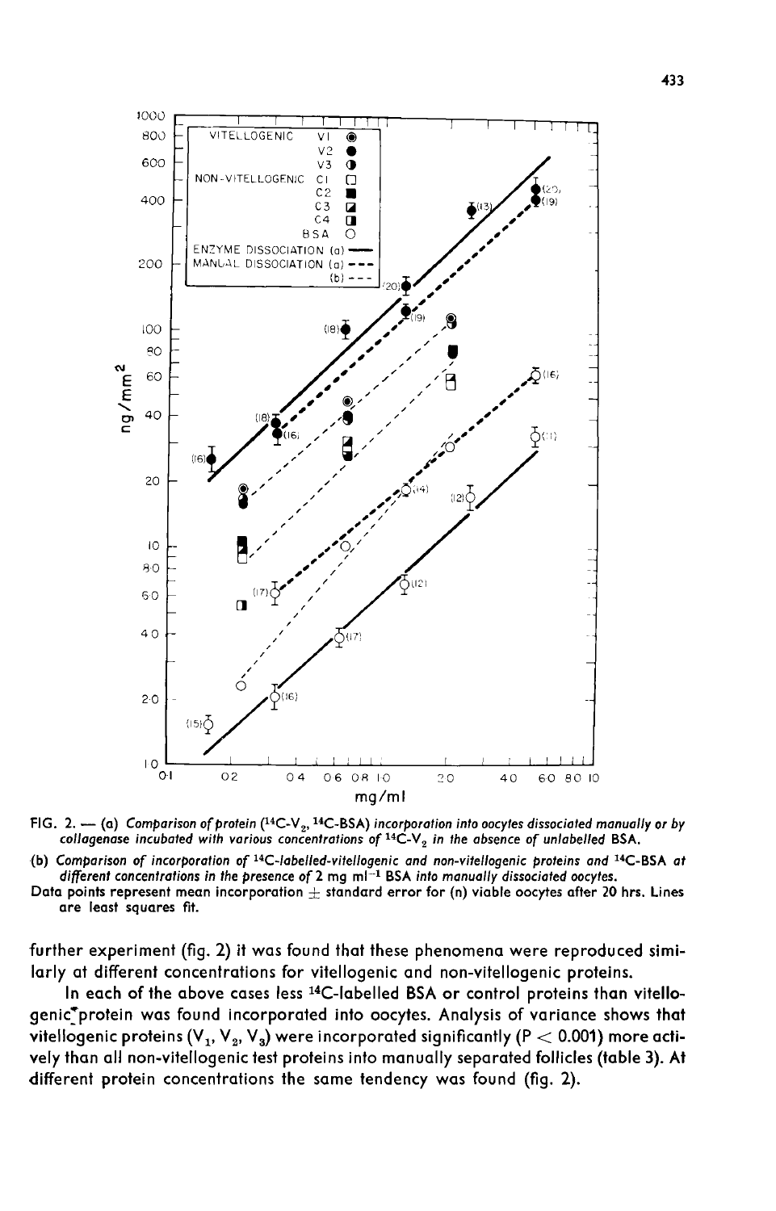FIG. 2. — (a) *Comparison of protein ($^{14}C$-$V_2$, $^{14}C$-BSA) incorporation into oocytes dissociated manually or by collagenase incubated with various concentrations of $^{14}C$-$V_2$ in the absence of unlabelled BSA.*

(b) *Comparison of incorporation of $^{14}C$-labelled-vitellogenic and non-vitellogenic proteins and $^{14}C$-BSA at different concentrations in the presence of 2 mg $ml^{-1}$ BSA into manually dissociated oocytes.*

Data points represent mean incorporation $\pm$ standard error for (n) viable oocytes after 20 hrs. Lines are least squares fit.

further experiment (fig. 2) it was found that these phenomena were reproduced similarly at different concentrations for vitellogenic and non-vitellogenic proteins.

In each of the above cases less $^{14}C$-labelled BSA or control proteins than vitellogenic protein was found incorporated into oocytes. Analysis of variance shows that vitellogenic proteins ($V_1$, $V_2$, $V_3$) were incorporated significantly ($P < 0.001$) more actively than all non-vitellogenic test proteins into manually separated follicles (table 3). At different protein concentrations the same tendency was found (fig. 2).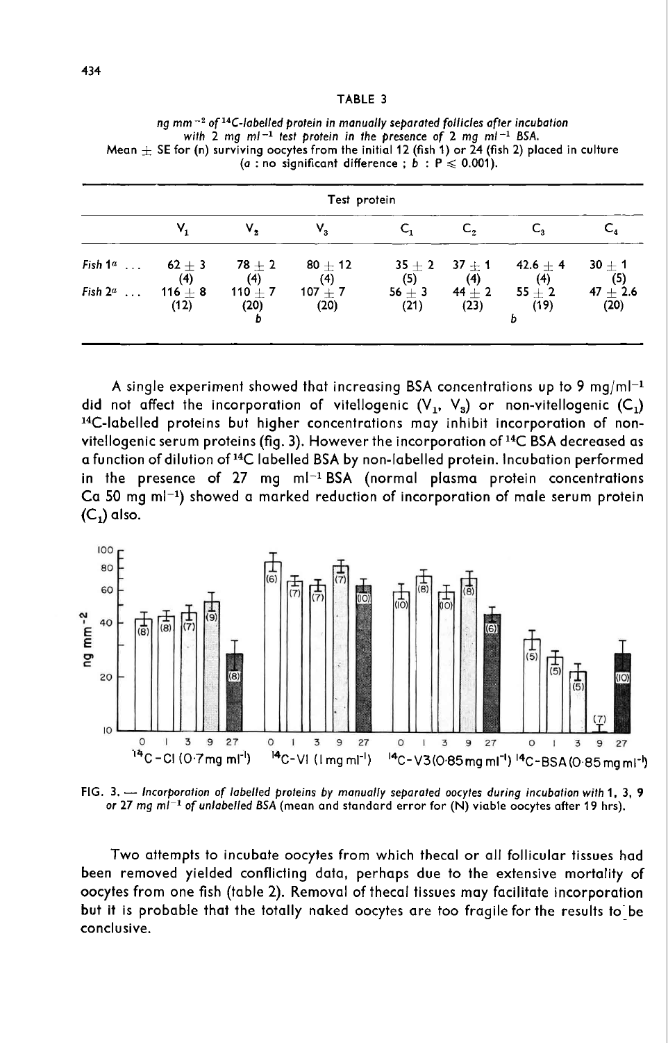TABLE 3

*ng mm$^{-2}$ of $^{14}$C-labelled protein in manually separated follicles after incubation with 2 mg ml$^{-1}$ test protein in the presence of 2 mg ml$^{-1}$ BSA.*
Mean ± SE for (n) surviving oocytes from the initial 12 (fish 1) or 24 (fish 2) placed in culture (*a* : no significant difference ; *b* : P ⩽ 0.001).

| | Test protein | | | | | | |
|---|---|---|---|---|---|---|---|
| | $V_1$ | $V_2$ | $V_3$ | $C_1$ | $C_2$ | $C_3$ | $C_4$ |
| Fish 1[a] ... | 62 ± 3 (4) | 78 ± 2 (4) | 80 ± 12 (4) | 35 ± 2 (5) | 37 ± 1 (4) | 42.6 ± 4 (4) | 30 ± 1 (5) |
| Fish 2[a] ... | 116 ± 8 (12) | 110 ± 7 (20) *b* | 107 ± 7 (20) | 56 ± 3 (21) | 44 ± 2 (23) | 55 ± 2 (19) *b* | 47 ± 2.6 (20) |

A single experiment showed that increasing BSA concentrations up to 9 mg/ml$^{-1}$ did not affect the incorporation of vitellogenic ($V_1$, $V_3$) or non-vitellogenic ($C_1$) $^{14}$C-labelled proteins but higher concentrations may inhibit incorporation of non-vitellogenic serum proteins (fig. 3). However the incorporation of $^{14}$C BSA decreased as a function of dilution of $^{14}$C labelled BSA by non-labelled protein. Incubation performed in the presence of 27 mg ml$^{-1}$ BSA (normal plasma protein concentrations Ca 50 mg ml$^{-1}$) showed a marked reduction of incorporation of male serum protein ($C_1$) also.

FIG. 3. — *Incorporation of labelled proteins by manually separated oocytes during incubation with* 1, 3, 9 *or* 27 *mg ml$^{-1}$ of unlabelled BSA* (mean and standard error for (N) viable oocytes after 19 hrs).

Two attempts to incubate oocytes from which thecal or all follicular tissues had been removed yielded conflicting data, perhaps due to the extensive mortality of oocytes from one fish (table 2). Removal of thecal tissues may facilitate incorporation but it is probable that the totally naked oocytes are too fragile for the results to be conclusive.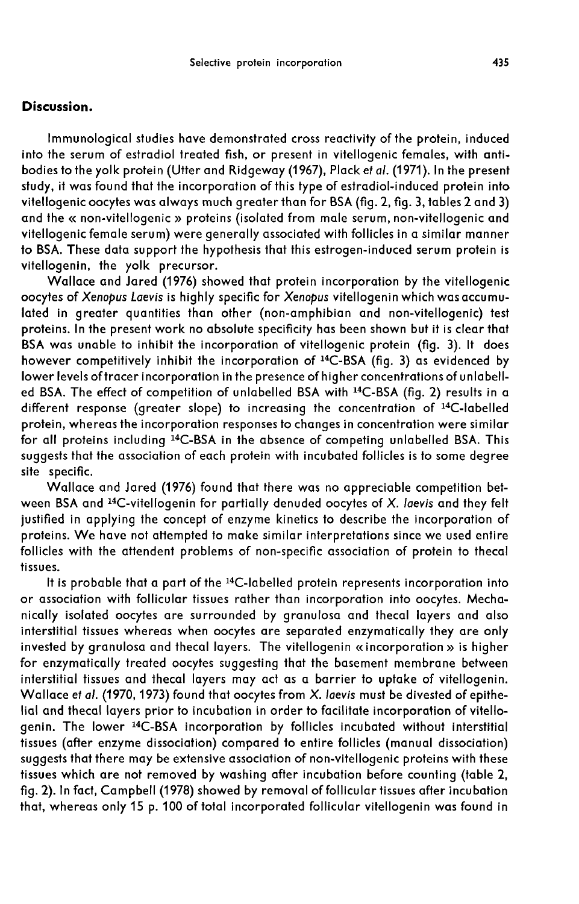## Discussion.

Immunological studies have demonstrated cross reactivity of the protein, induced into the serum of estradiol treated fish, or present in vitellogenic females, with antibodies to the yolk protein (Utter and Ridgeway (1967), Plack *et al.* (1971). In the present study, it was found that the incorporation of this type of estradiol-induced protein into vitellogenic oocytes was always much greater than for BSA (fig. 2, fig. 3, tables 2 and 3) and the « non-vitellogenic » proteins (isolated from male serum, non-vitellogenic and vitellogenic female serum) were generally associated with follicles in a similar manner to BSA. These data support the hypothesis that this estrogen-induced serum protein is vitellogenin, the yolk precursor.

Wallace and Jared (1976) showed that protein incorporation by the vitellogenic oocytes of *Xenopus Laevis* is highly specific for *Xenopus* vitellogenin which was accumulated in greater quantities than other (non-amphibian and non-vitellogenic) test proteins. In the present work no absolute specificity has been shown but it is clear that BSA was unable to inhibit the incorporation of vitellogenic protein (fig. 3). It does however competitively inhibit the incorporation of $^{14}$C-BSA (fig. 3) as evidenced by lower levels of tracer incorporation in the presence of higher concentrations of unlabelled BSA. The effect of competition of unlabelled BSA with $^{14}$C-BSA (fig. 2) results in a different response (greater slope) to increasing the concentration of $^{14}$C-labelled protein, whereas the incorporation responses to changes in concentration were similar for all proteins including $^{14}$C-BSA in the absence of competing unlabelled BSA. This suggests that the association of each protein with incubated follicles is to some degree site specific.

Wallace and Jared (1976) found that there was no appreciable competition between BSA and $^{14}$C-vitellogenin for partially denuded oocytes of *X. laevis* and they felt justified in applying the concept of enzyme kinetics to describe the incorporation of proteins. We have not attempted to make similar interpretations since we used entire follicles with the attendent problems of non-specific association of protein to thecal tissues.

It is probable that a part of the $^{14}$C-labelled protein represents incorporation into or association with follicular tissues rather than incorporation into oocytes. Mechanically isolated oocytes are surrounded by granulosa and thecal layers and also interstitial tissues whereas when oocytes are separated enzymatically they are only invested by granulosa and thecal layers. The vitellogenin « incorporation » is higher for enzymatically treated oocytes suggesting that the basement membrane between interstitial tissues and thecal layers may act as a barrier to uptake of vitellogenin. Wallace *et al.* (1970, 1973) found that oocytes from *X. laevis* must be divested of epithelial and thecal layers prior to incubation in order to facilitate incorporation of vitellogenin. The lower $^{14}$C-BSA incorporation by follicles incubated without interstitial tissues (after enzyme dissociation) compared to entire follicles (manual dissociation) suggests that there may be extensive association of non-vitellogenic proteins with these tissues which are not removed by washing after incubation before counting (table 2, fig. 2). In fact, Campbell (1978) showed by removal of follicular tissues after incubation that, whereas only 15 p. 100 of total incorporated follicular vitellogenin was found in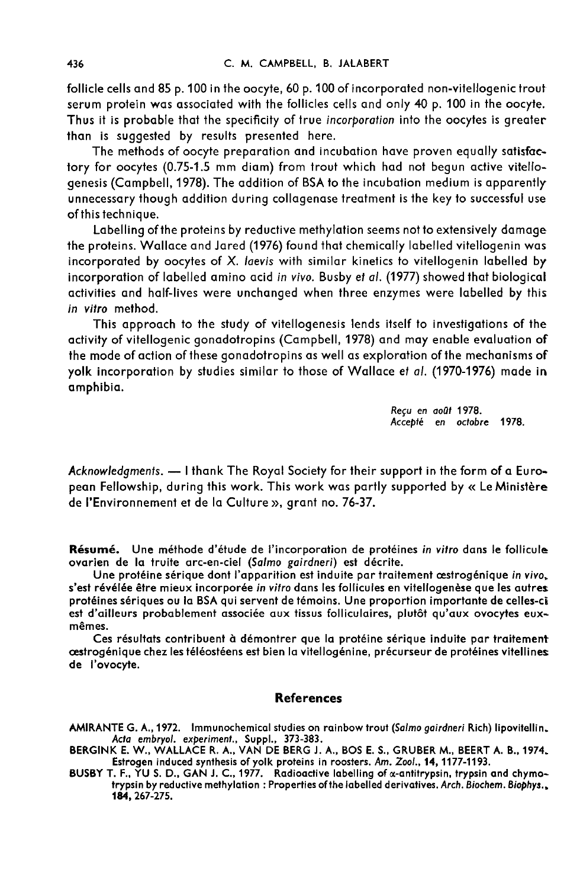follicle cells and 85 p. 100 in the oocyte, 60 p. 100 of incorporated non-vitellogenic trout serum protein was associated with the follicles cells and only 40 p. 100 in the oocyte. Thus it is probable that the specificity of true *incorporation* into the oocytes is greater than is suggested by results presented here.

The methods of oocyte preparation and incubation have proven equally satisfactory for oocytes (0.75-1.5 mm diam) from trout which had not begun active vitellogenesis (Campbell, 1978). The addition of BSA to the incubation medium is apparently unnecessary though addition during collagenase treatment is the key to successful use of this technique.

Labelling of the proteins by reductive methylation seems not to extensively damage the proteins. Wallace and Jared (1976) found that chemically labelled vitellogenin was incorporated by oocytes of *X. laevis* with similar kinetics to vitellogenin labelled by incorporation of labelled amino acid *in vivo*. Busby *et al.* (1977) showed that biological activities and half-lives were unchanged when three enzymes were labelled by this *in vitro* method.

This approach to the study of vitellogenesis lends itself to investigations of the activity of vitellogenic gonadotropins (Campbell, 1978) and may enable evaluation of the mode of action of these gonadotropins as well as exploration of the mechanisms of yolk incorporation by studies similar to those of Wallace *et al.* (1970-1976) made in amphibia.

*Reçu en août* 1978.
*Accepté en octobre* 1978.

*Acknowledgments.* — I thank The Royal Society for their support in the form of a European Fellowship, during this work. This work was partly supported by « Le Ministère de l'Environnement et de la Culture », grant no. 76-37.

**Résumé.** Une méthode d'étude de l'incorporation de protéines *in vitro* dans le follicule ovarien de la truite arc-en-ciel (*Salmo gairdneri*) est décrite.

Une protéine sérique dont l'apparition est induite par traitement œstrogénique *in vivo*, s'est révélée être mieux incorporée *in vitro* dans les follicules en vitellogenèse que les autres protéines sériques ou la BSA qui servent de témoins. Une proportion importante de celles-ci est d'ailleurs probablement associée aux tissus folliculaires, plutôt qu'aux ovocytes eux-mêmes.

Ces résultats contribuent à démontrer que la protéine sérique induite par traitement œstrogénique chez les téléostéens est bien la vitellogénine, précurseur de protéines vitellines de l'ovocyte.

## References

AMIRANTE G. A., 1972. Immunochemical studies on rainbow trout (*Salmo gairdneri* Rich) lipovitellin. *Acta embryol. experiment.*, Suppl., 373-383.

BERGINK E. W., WALLACE R. A., VAN DE BERG J. A., BOS E. S., GRUBER M., BEERT A. B., 1974. Estrogen induced synthesis of yolk proteins in roosters. *Am. Zool.*, **14**, 1177-1193.

BUSBY T. F., YU S. D., GAN J. C., 1977. Radioactive labelling of α-antitrypsin, trypsin and chymotrypsin by reductive methylation : Properties of the labelled derivatives. *Arch. Biochem. Biophys.*, **184**, 267-275.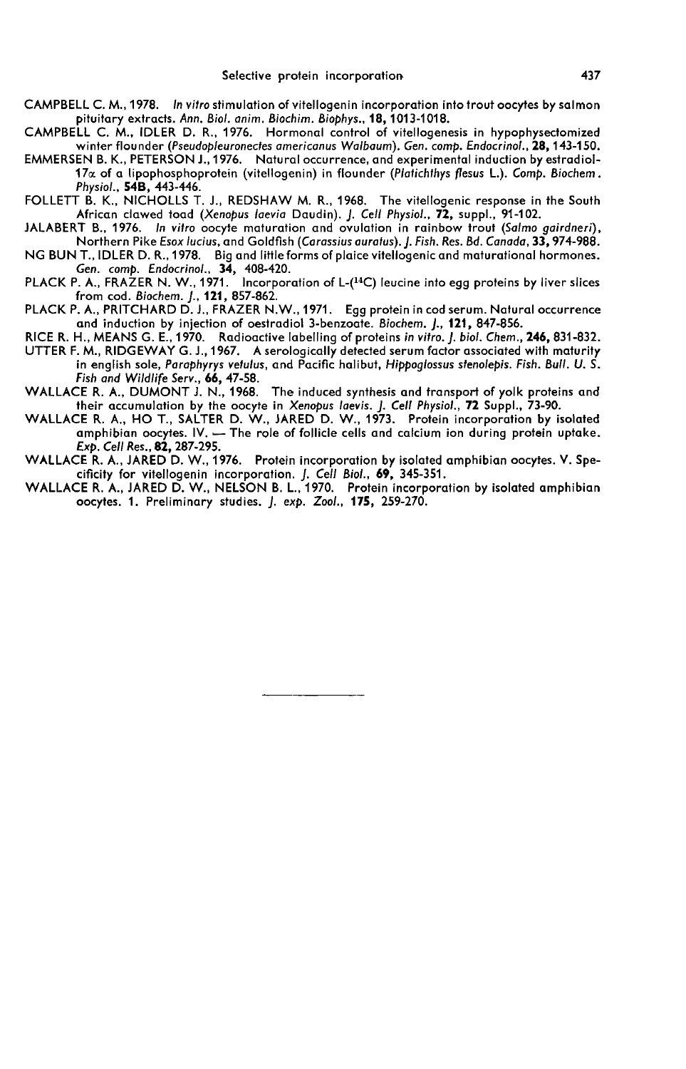CAMPBELL C. M., 1978. *In vitro* stimulation of vitellogenin incorporation into trout oocytes by salmon pituitary extracts. *Ann. Biol. anim. Biochim. Biophys.*, **18,** 1013-1018.

CAMPBELL C. M., IDLER D. R., 1976. Hormonal control of vitellogenesis in hypophysectomized winter flounder (*Pseudopleuronectes americanus Walbaum*). *Gen. comp. Endocrinol.*, **28,** 143-150.

EMMERSEN B. K., PETERSON J., 1976. Natural occurrence, and experimental induction by estradiol-17α of a lipophosphoprotein (vitellogenin) in flounder (*Platichthys flesus* L.). *Comp. Biochem. Physiol.*, **54B,** 443-446.

FOLLETT B. K., NICHOLLS T. J., REDSHAW M. R., 1968. The vitellogenic response in the South African clawed toad (*Xenopus laevia* Daudin). *J. Cell Physiol.*, **72,** suppl., 91-102.

JALABERT B., 1976. *In vitro* oocyte maturation and ovulation in rainbow trout (*Salmo gairdneri*), Northern Pike *Esox lucius*, and Goldfish (*Carassius auratus*). *J. Fish. Res. Bd. Canada*, **33,** 974-988.

NG BUN T., IDLER D. R., 1978. Big and little forms of plaice vitellogenic and maturational hormones. *Gen. comp. Endocrinol.*, **34,** 408-420.

PLACK P. A., FRAZER N. W., 1971. Incorporation of L-($^{14}$C) leucine into egg proteins by liver slices from cod. *Biochem. J.*, **121,** 857-862.

PLACK P. A., PRITCHARD D. J., FRAZER N.W., 1971. Egg protein in cod serum. Natural occurrence and induction by injection of oestradiol 3-benzoate. *Biochem. J.*, **121,** 847-856.

RICE R. H., MEANS G. E., 1970. Radioactive labelling of proteins *in vitro*. *J. biol. Chem.*, **246,** 831-832.

UTTER F. M., RIDGEWAY G. J., 1967. A serologically detected serum factor associated with maturity in english sole, *Paraphyrys vetulus*, and Pacific halibut, *Hippoglossus stenolepis*. *Fish. Bull. U. S. Fish and Wildlife Serv.*, **66,** 47-58.

WALLACE R. A., DUMONT J. N., 1968. The induced synthesis and transport of yolk proteins and their accumulation by the oocyte in *Xenopus laevis*. *J. Cell Physiol.*, **72** Suppl., 73-90.

WALLACE R. A., HO T., SALTER D. W., JARED D. W., 1973. Protein incorporation by isolated amphibian oocytes. IV. — The role of follicle cells and calcium ion during protein uptake. *Exp. Cell Res.*, **82,** 287-295.

WALLACE R. A., JARED D. W., 1976. Protein incorporation by isolated amphibian oocytes. V. Specificity for vitellogenin incorporation. *J. Cell Biol.*, **69,** 345-351.

WALLACE R. A., JARED D. W., NELSON B. L., 1970. Protein incorporation by isolated amphibian oocytes. 1. Preliminary studies. *J. exp. Zool.*, **175,** 259-270.